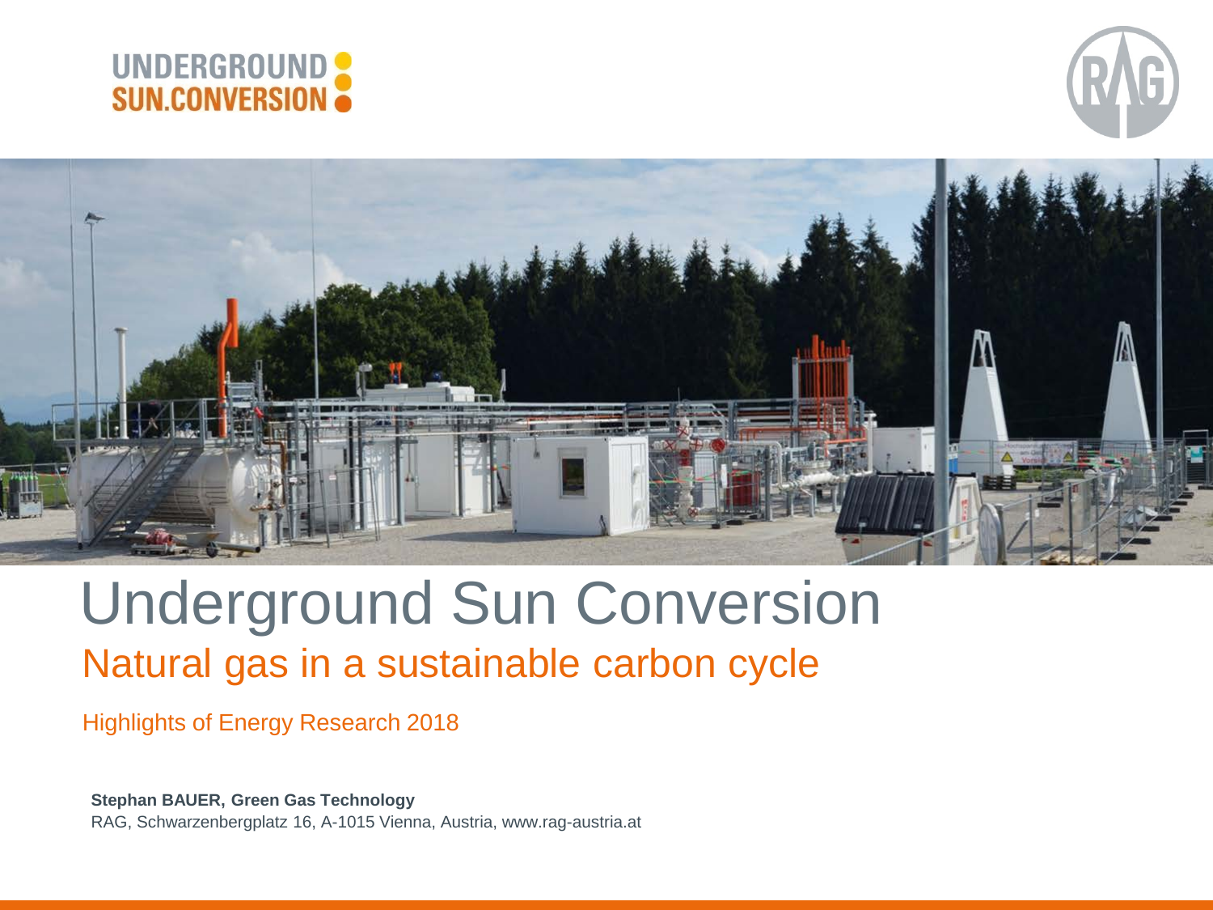# Underground Sun Conversion

## Natural gas in a sustainable carbon cycle

Highlights of Energy Research 2018

**Stephan BAUER, Green Gas Technology**

RAG, Schwarzenbergplatz 16, A-1015 Vienna, Austria, www.rag-austria.at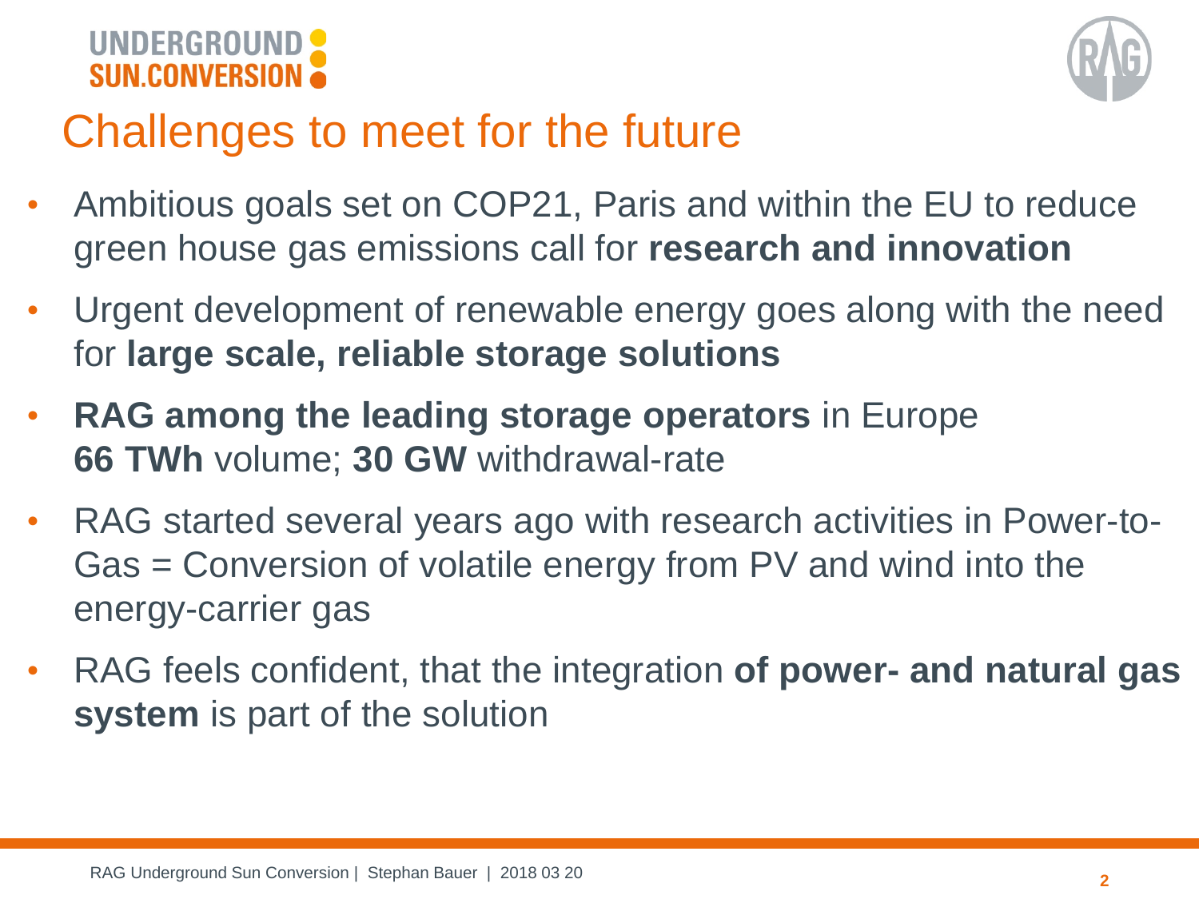# Challenges to meet for the future

- Ambitious goals set on COP21, Paris and within the EU to reduce green house gas emissions call for **research and innovation**
- Urgent development of renewable energy goes along with the need for **large scale, reliable storage solutions**
- **RAG among the leading storage operators** in Europe
  **66 TWh** volume; **30 GW** withdrawal-rate
- RAG started several years ago with research activities in Power-to-Gas = Conversion of volatile energy from PV and wind into the energy-carrier gas
- RAG feels confident, that the integration **of power- and natural gas system** is part of the solution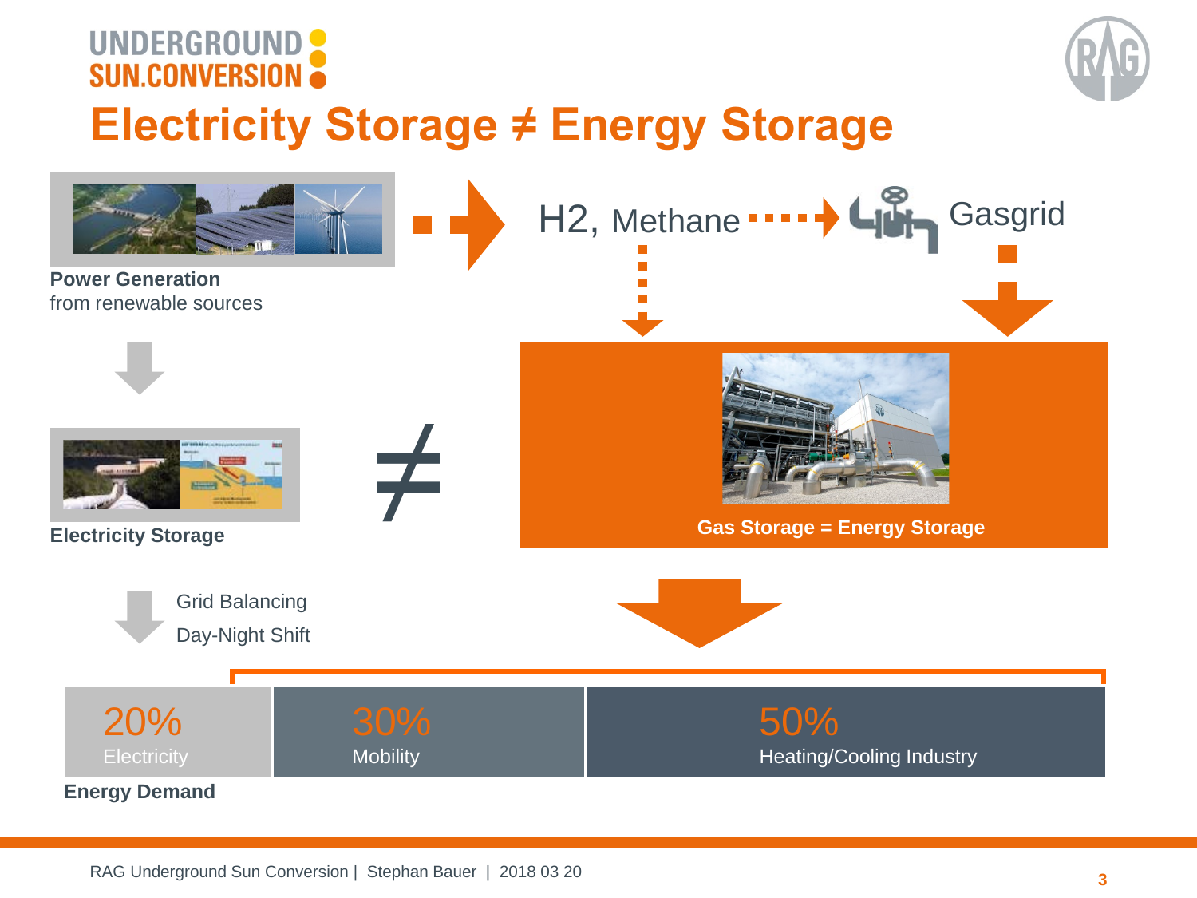# Electricity Storage ≠ Energy Storage

**Power Generation**
from renewable sources

$H_2$, Methane → Gasgrid

**Electricity Storage**

≠

**Gas Storage = Energy Storage**

Grid Balancing
Day-Night Shift

| 20% Electricity | 30% Mobility | 50% Heating/Cooling Industry |
|---|---|---|

**Energy Demand**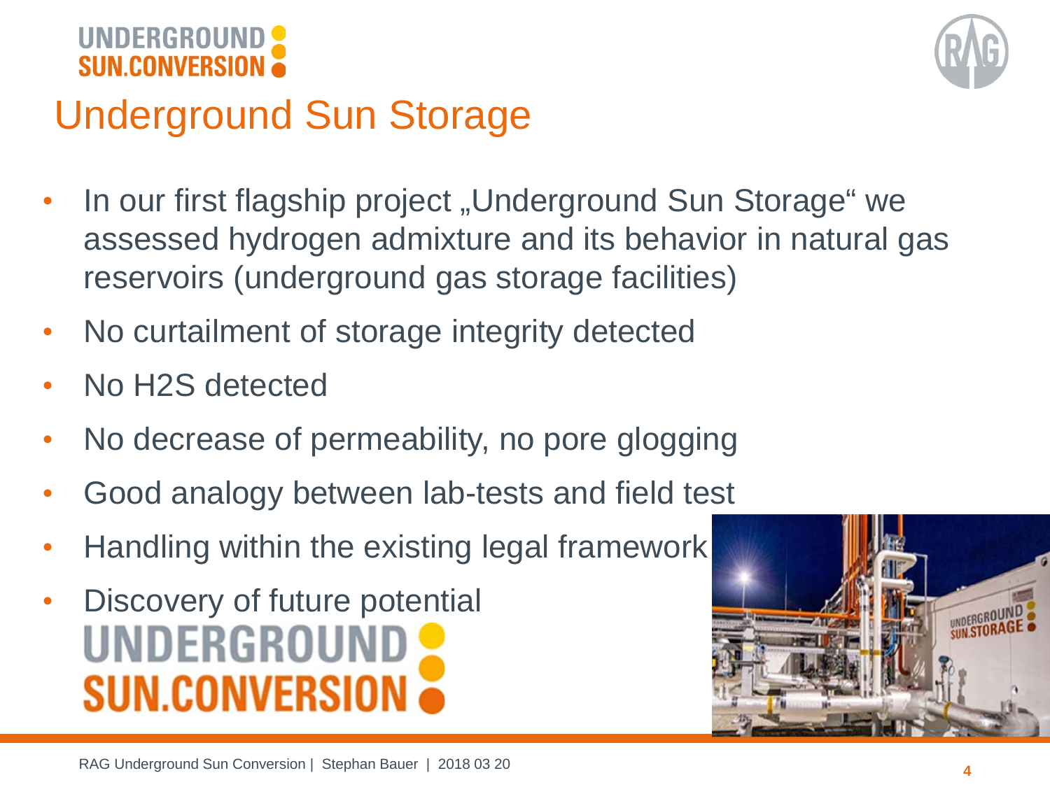# Underground Sun Storage

- In our first flagship project „Underground Sun Storage“ we assessed hydrogen admixture and its behavior in natural gas reservoirs (underground gas storage facilities)
- No curtailment of storage integrity detected
- No $H_2S$ detected
- No decrease of permeability, no pore glogging
- Good analogy between lab-tests and field test
- Handling within the existing legal framework
- Discovery of future potential

UNDERGROUND SUN.CONVERSION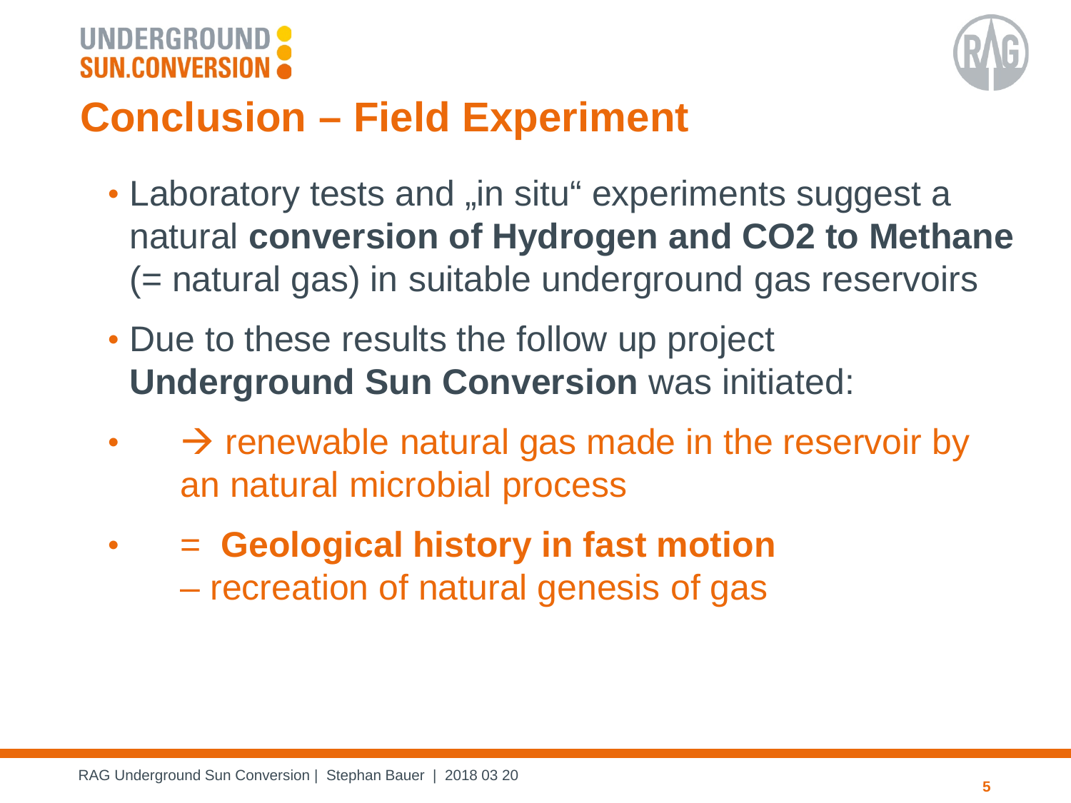# Conclusion – Field Experiment

- Laboratory tests and „in situ“ experiments suggest a natural **conversion of Hydrogen and CO2 to Methane** (= natural gas) in suitable underground gas reservoirs
- Due to these results the follow up project **Underground Sun Conversion** was initiated:
- → renewable natural gas made in the reservoir by an natural microbial process
- = **Geological history in fast motion** – recreation of natural genesis of gas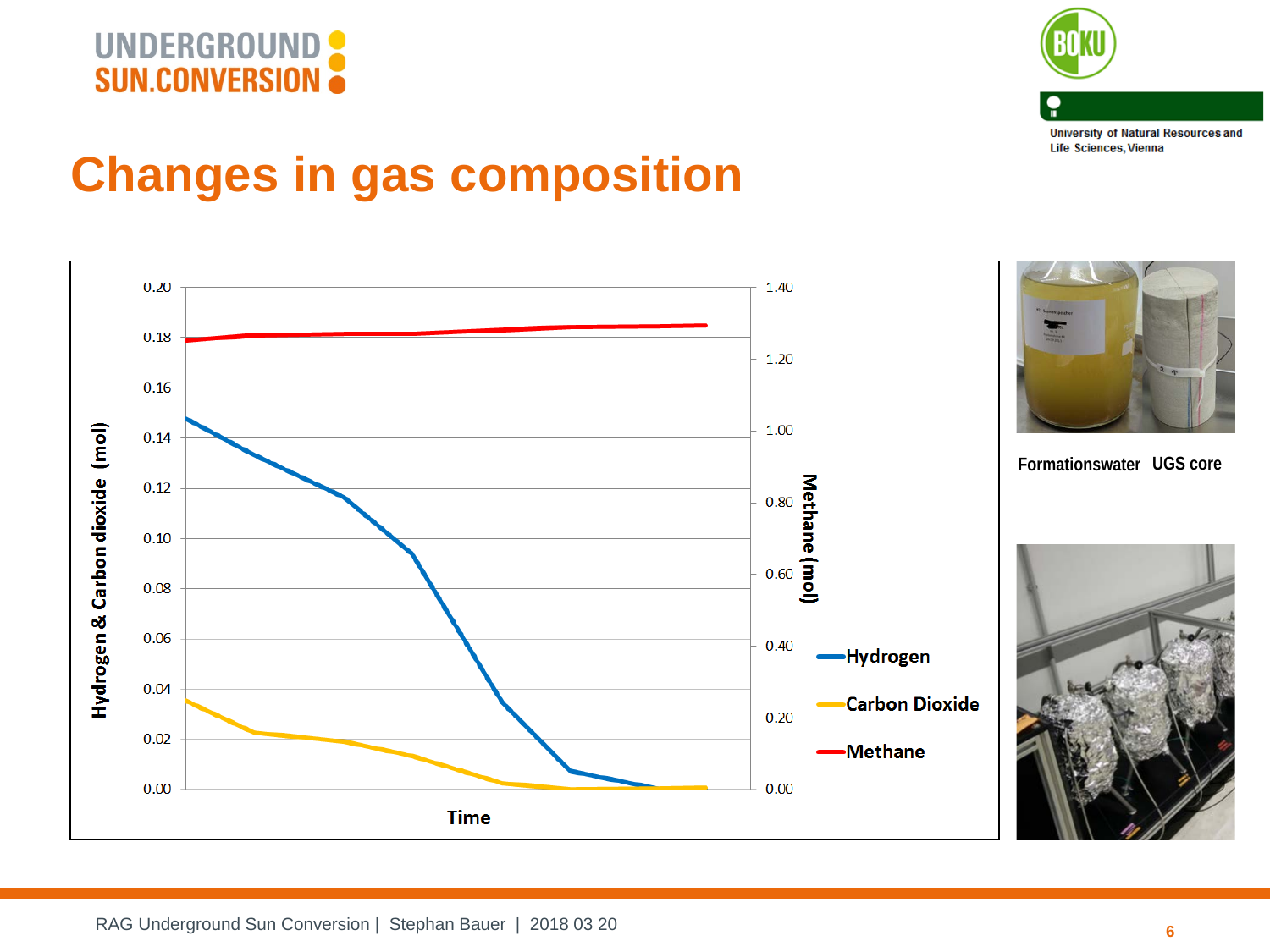# Changes in gas composition

Hydrogen & Carbon dioxide (mol)

0.20
0.18
0.16
0.14
0.12
0.10
0.08
0.06
0.04
0.02
0.00

Methane (mol)

1.40
1.20
1.00
0.80
0.60
0.40
0.20
0.00

Time

Hydrogen

Carbon Dioxide

Methane

Formationswater UGS core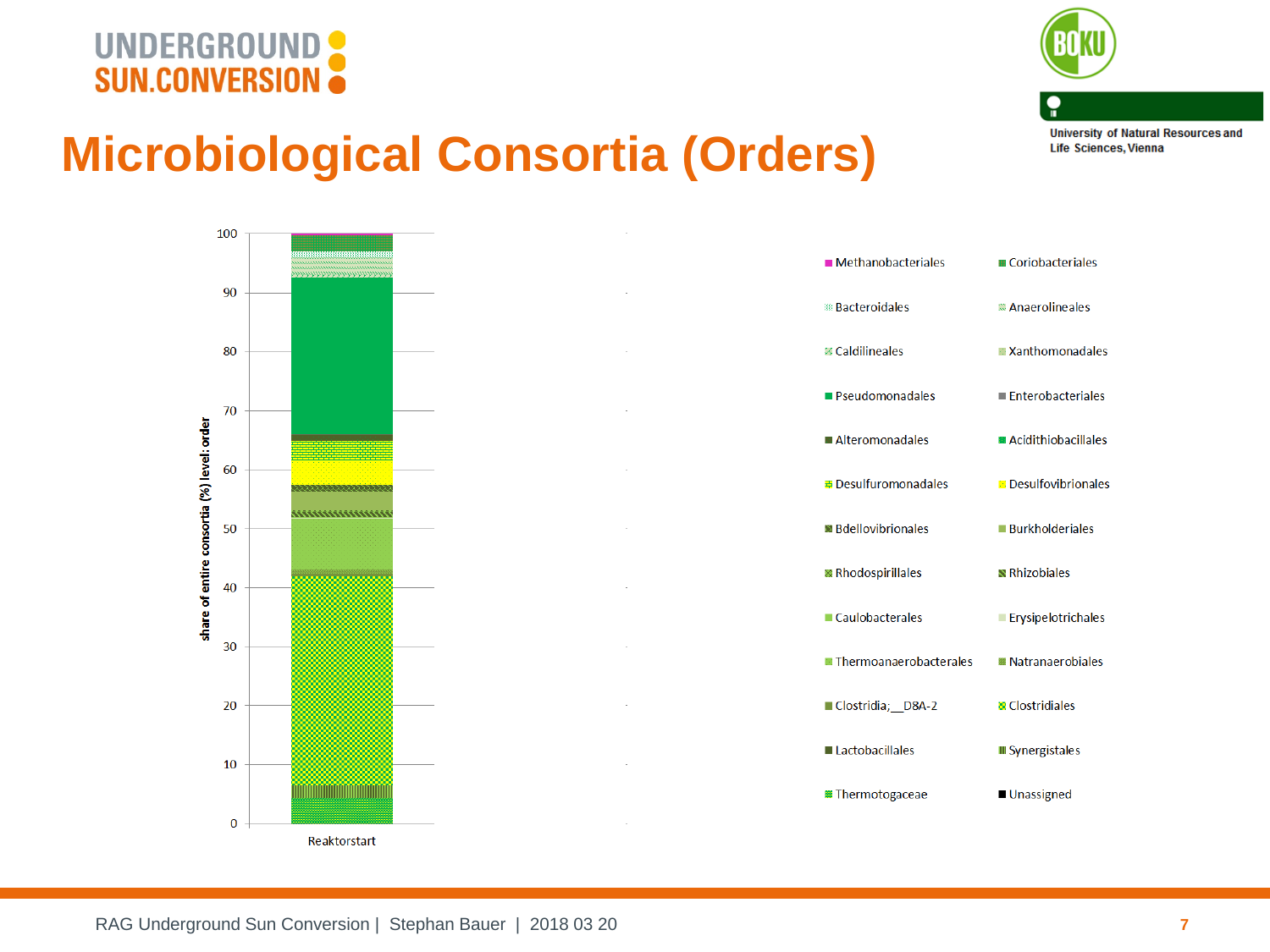# Microbiological Consortia (Orders)

share of entire consortia (%) level: order

100
90
80
70
60
50
40
30
20
10
0

Reaktorstart

- Methanobacteriales
- Coriobacteriales
- Bacteroidales
- Anaerolineales
- Caldilineales
- Xanthomonadales
- Pseudomonadales
- Enterobacteriales
- Alteromonadales
- Acidithiobacillales
- Desulfuromonadales
- Desulfovibrionales
- Bdellovibrionales
- Burkholderiales
- Rhodospirillales
- Rhizobiales
- Caulobacterales
- Erysipelotrichales
- Thermoanaerobacterales
- Natranaerobiales
- Clostridia;__D8A-2
- Clostridiales
- Lactobacillales
- Synergistales
- Thermotogaceae
- Unassigned

RAG Underground Sun Conversion | Stephan Bauer | 2018 03 20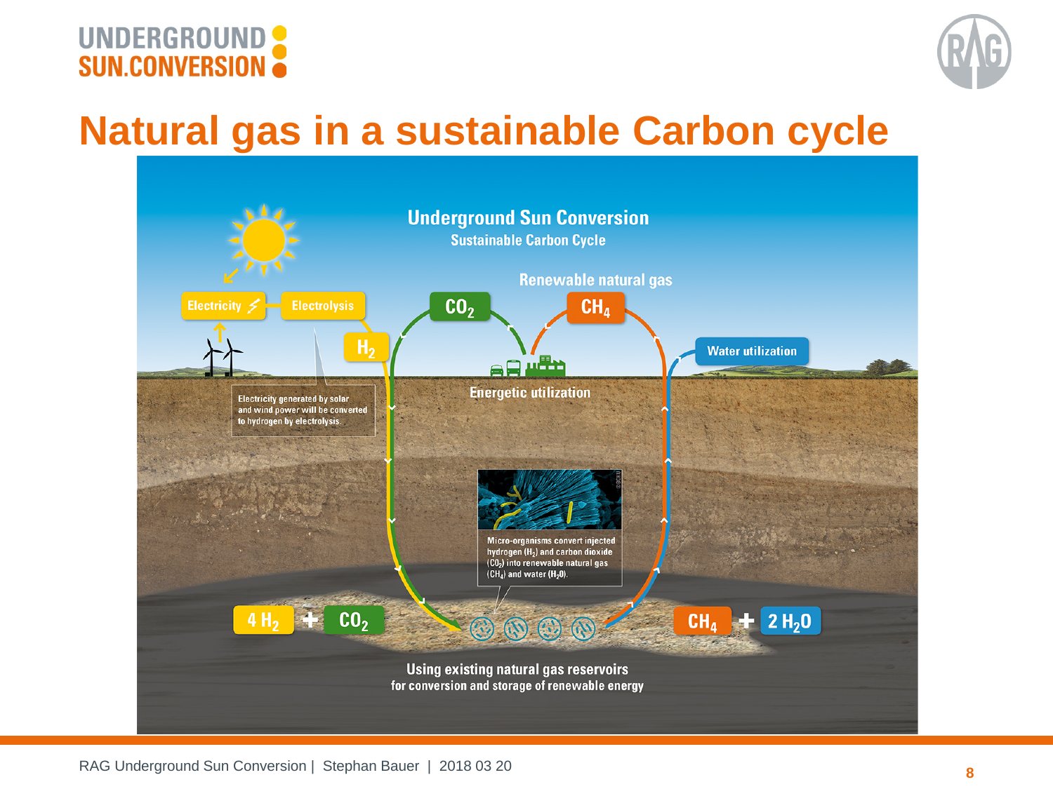# Natural gas in a sustainable Carbon cycle

## Underground Sun Conversion

### Sustainable Carbon Cycle

Renewable natural gas

Electricity

Electrolysis

$H_2$

$CO_2$

$CH_4$

Water utilization

Energetic utilization

Electricity generated by solar and wind power will be converted to hydrogen by electrolysis.

Micro-organisms convert injected hydrogen ($H_2$) and carbon dioxide ($CO_2$) into renewable natural gas ($CH_4$) and water ($H_2O$).

$4\,H_2 + CO_2$

$CH_4 + 2\,H_2O$

Using existing natural gas reservoirs for conversion and storage of renewable energy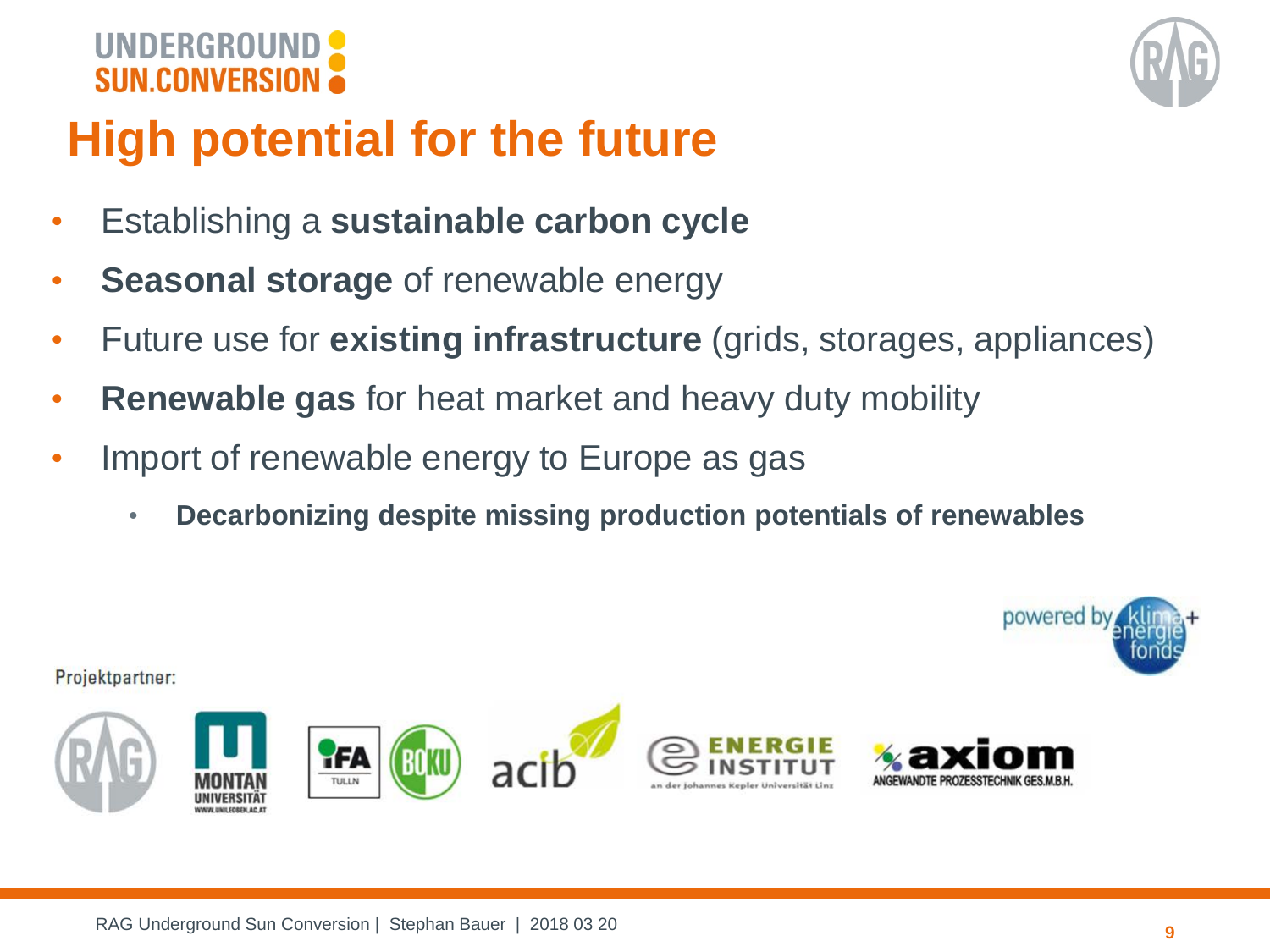# High potential for the future

- Establishing a **sustainable carbon cycle**
- **Seasonal storage** of renewable energy
- Future use for **existing infrastructure** (grids, storages, appliances)
- **Renewable gas** for heat market and heavy duty mobility
- Import of renewable energy to Europe as gas
  - **Decarbonizing despite missing production potentials of renewables**

powered by klima+energie fonds

Projektpartner:

RAG Underground Sun Conversion | Stephan Bauer | 2018 03 20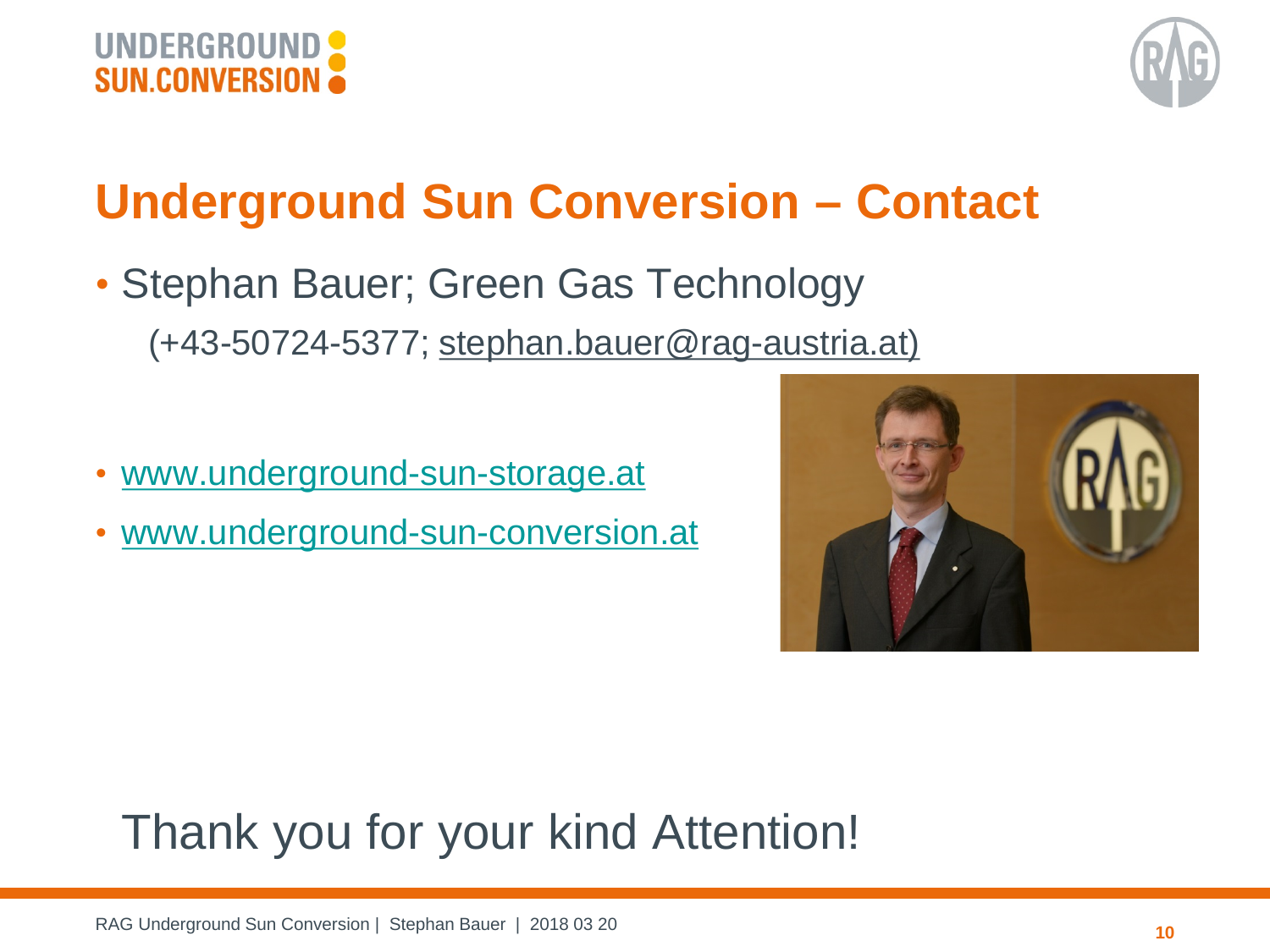# Underground Sun Conversion – Contact

- Stephan Bauer; Green Gas Technology

  (+43-50724-5377; stephan.bauer@rag-austria.at)

- www.underground-sun-storage.at
- www.underground-sun-conversion.at

Thank you for your kind Attention!